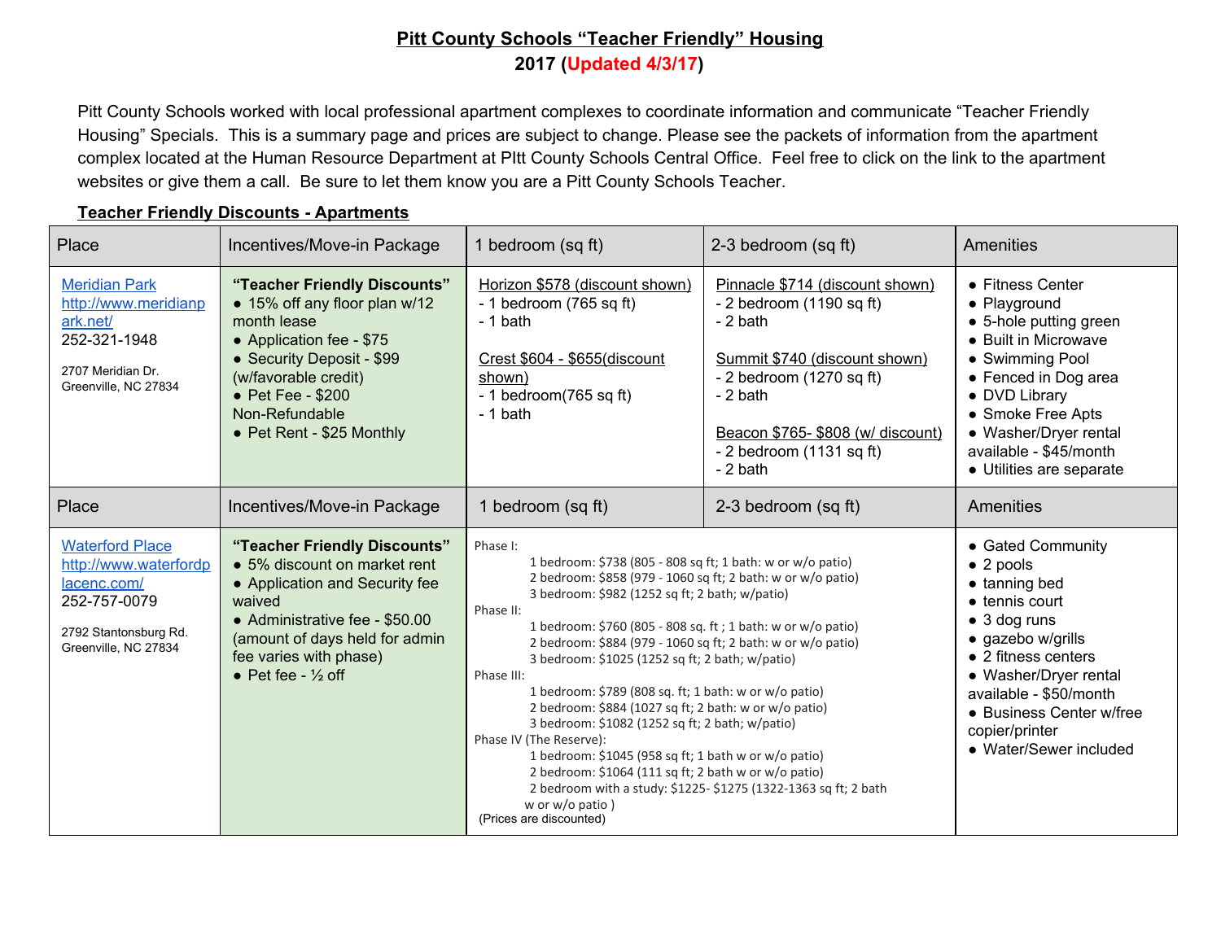# Pitt County Schools "Teacher Friendly" Housing

## 2017 (Updated 4/3/17)

Pitt County Schools worked with local professional apartment complexes to coordinate information and communicate "Teacher Friendly Housing" Specials. This is a summary page and prices are subject to change. Please see the packets of information from the apartment complex located at the Human Resource Department at PItt County Schools Central Office. Feel free to click on the link to the apartment websites or give them a call. Be sure to let them know you are a Pitt County Schools Teacher.

**Teacher Friendly Discounts - Apartments**

| Place | Incentives/Move-in Package | 1 bedroom (sq ft) | 2-3 bedroom (sq ft) | Amenities |
|---|---|---|---|---|
| Meridian Park<br>http://www.meridianpark.net/<br>252-321-1948<br>2707 Meridian Dr.<br>Greenville, NC 27834 | **"Teacher Friendly Discounts"**<br>● 15% off any floor plan w/12 month lease<br>● Application fee - $75<br>● Security Deposit - $99 (w/favorable credit)<br>● Pet Fee - $200 Non-Refundable<br>● Pet Rent - $25 Monthly | Horizon $578 (discount shown)<br>- 1 bedroom (765 sq ft)<br>- 1 bath<br><br>Crest $604 - $655(discount shown)<br>- 1 bedroom(765 sq ft)<br>- 1 bath | Pinnacle $714 (discount shown)<br>- 2 bedroom (1190 sq ft)<br>- 2 bath<br><br>Summit $740 (discount shown)<br>- 2 bedroom (1270 sq ft)<br>- 2 bath<br><br>Beacon $765- $808 (w/ discount)<br>- 2 bedroom (1131 sq ft)<br>- 2 bath | ● Fitness Center<br>● Playground<br>● 5-hole putting green<br>● Built in Microwave<br>● Swimming Pool<br>● Fenced in Dog area<br>● DVD Library<br>● Smoke Free Apts<br>● Washer/Dryer rental available - $45/month<br>● Utilities are separate |
| **Place** | **Incentives/Move-in Package** | **1 bedroom (sq ft)** | **2-3 bedroom (sq ft)** | **Amenities** |
| Waterford Place<br>http://www.waterfordplacenc.com/<br>252-757-0079<br>2792 Stantonsburg Rd.<br>Greenville, NC 27834 | **"Teacher Friendly Discounts"**<br>● 5% discount on market rent<br>● Application and Security fee waived<br>● Administrative fee - $50.00 (amount of days held for admin fee varies with phase)<br>● Pet fee - ½ off | Phase I:<br>1 bedroom: $738 (805 - 808 sq ft; 1 bath: w or w/o patio)<br>2 bedroom: $858 (979 - 1060 sq ft; 2 bath: w or w/o patio)<br>3 bedroom: $982 (1252 sq ft; 2 bath; w/patio)<br>Phase II:<br>1 bedroom: $760 (805 - 808 sq. ft ; 1 bath: w or w/o patio)<br>2 bedroom: $884 (979 - 1060 sq ft; 2 bath: w or w/o patio)<br>3 bedroom: $1025 (1252 sq ft; 2 bath; w/patio)<br>Phase III:<br>1 bedroom: $789 (808 sq. ft; 1 bath: w or w/o patio)<br>2 bedroom: $884 (1027 sq ft; 2 bath: w or w/o patio)<br>3 bedroom: $1082 (1252 sq ft; 2 bath; w/patio)<br>Phase IV (The Reserve):<br>1 bedroom: $1045 (958 sq ft; 1 bath w or w/o patio)<br>2 bedroom: $1064 (111 sq ft; 2 bath w or w/o patio)<br>2 bedroom with a study: $1225- $1275 (1322-1363 sq ft; 2 bath w or w/o patio )<br>(Prices are discounted) | | ● Gated Community<br>● 2 pools<br>● tanning bed<br>● tennis court<br>● 3 dog runs<br>● gazebo w/grills<br>● 2 fitness centers<br>● Washer/Dryer rental available - $50/month<br>● Business Center w/free copier/printer<br>● Water/Sewer included |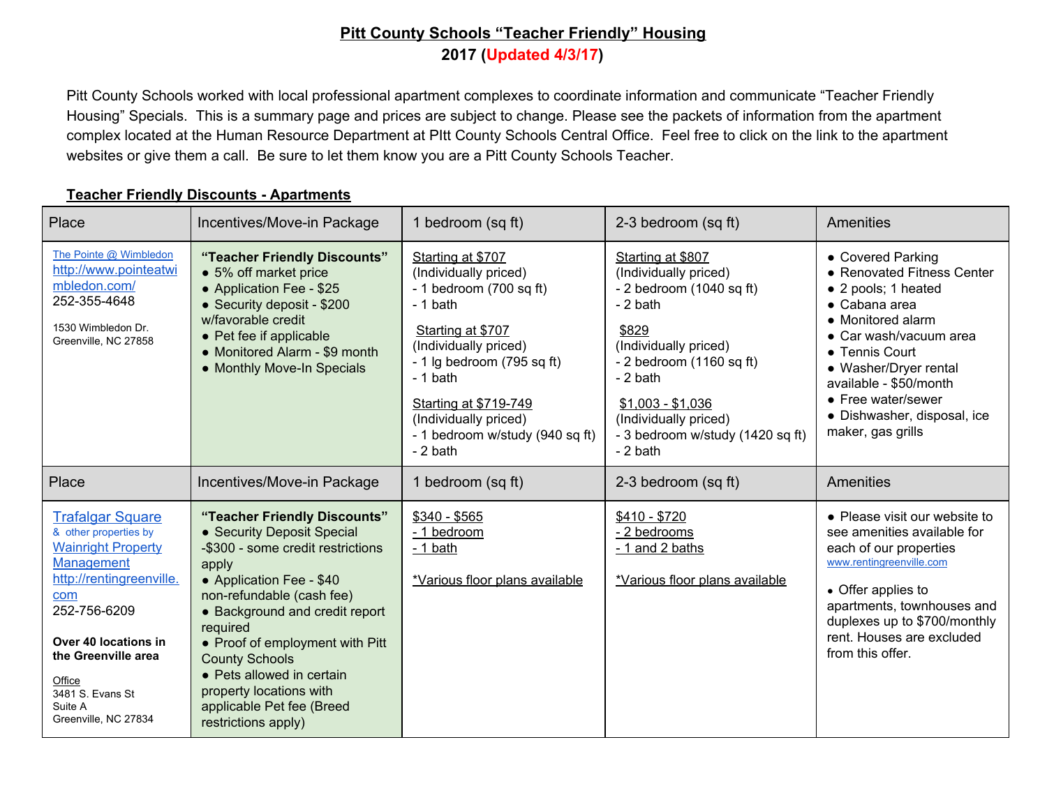# Pitt County Schools "Teacher Friendly" Housing

## 2017 (Updated 4/3/17)

Pitt County Schools worked with local professional apartment complexes to coordinate information and communicate "Teacher Friendly Housing" Specials. This is a summary page and prices are subject to change. Please see the packets of information from the apartment complex located at the Human Resource Department at PItt County Schools Central Office. Feel free to click on the link to the apartment websites or give them a call. Be sure to let them know you are a Pitt County Schools Teacher.

### Teacher Friendly Discounts - Apartments

| Place | Incentives/Move-in Package | 1 bedroom (sq ft) | 2-3 bedroom (sq ft) | Amenities |
|---|---|---|---|---|
| The Pointe @ Wimbledon<br>http://www.pointeatwimbledon.com/<br>252-355-4648<br><br>1530 Wimbledon Dr.<br>Greenville, NC 27858 | **"Teacher Friendly Discounts"**<br>● 5% off market price<br>● Application Fee - $25<br>● Security deposit - $200 w/favorable credit<br>● Pet fee if applicable<br>● Monitored Alarm - $9 month<br>● Monthly Move-In Specials | Starting at $707<br>(Individually priced)<br>- 1 bedroom (700 sq ft)<br>- 1 bath<br><br>Starting at $707<br>(Individually priced)<br>- 1 lg bedroom (795 sq ft)<br>- 1 bath<br><br>Starting at $719-749<br>(Individually priced)<br>- 1 bedroom w/study (940 sq ft)<br>- 2 bath | Starting at $807<br>(Individually priced)<br>- 2 bedroom (1040 sq ft)<br>- 2 bath<br><br>$829<br>(Individually priced)<br>- 2 bedroom (1160 sq ft)<br>- 2 bath<br><br>$1,003 - $1,036<br>(Individually priced)<br>- 3 bedroom w/study (1420 sq ft)<br>- 2 bath | ● Covered Parking<br>● Renovated Fitness Center<br>● 2 pools; 1 heated<br>● Cabana area<br>● Monitored alarm<br>● Car wash/vacuum area<br>● Tennis Court<br>● Washer/Dryer rental available - $50/month<br>● Free water/sewer<br>● Dishwasher, disposal, ice maker, gas grills |
| **Place** | **Incentives/Move-in Package** | **1 bedroom (sq ft)** | **2-3 bedroom (sq ft)** | **Amenities** |
| Trafalgar Square<br>& other properties by<br>Wainright Property Management<br>http://rentingreenville.com<br>252-756-6209<br><br>**Over 40 locations in the Greenville area**<br><br>Office<br>3481 S. Evans St<br>Suite A<br>Greenville, NC 27834 | **"Teacher Friendly Discounts"**<br>● Security Deposit Special -$300 - some credit restrictions apply<br>● Application Fee - $40 non-refundable (cash fee)<br>● Background and credit report required<br>● Proof of employment with Pitt County Schools<br>● Pets allowed in certain property locations with applicable Pet fee (Breed restrictions apply) | $340 - $565<br>- 1 bedroom<br>- 1 bath<br><br>*Various floor plans available | $410 - $720<br>- 2 bedrooms<br>- 1 and 2 baths<br><br>*Various floor plans available | ● Please visit our website to see amenities available for each of our properties<br>www.rentingreenville.com<br><br>● Offer applies to apartments, townhouses and duplexes up to $700/monthly rent. Houses are excluded from this offer. |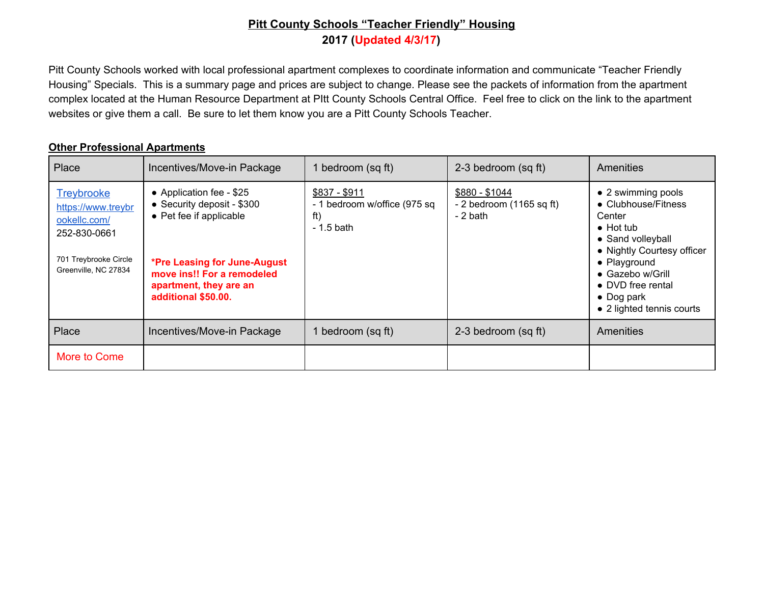# Pitt County Schools "Teacher Friendly" Housing

## 2017 (Updated 4/3/17)

Pitt County Schools worked with local professional apartment complexes to coordinate information and communicate "Teacher Friendly Housing" Specials. This is a summary page and prices are subject to change. Please see the packets of information from the apartment complex located at the Human Resource Department at PItt County Schools Central Office. Feel free to click on the link to the apartment websites or give them a call. Be sure to let them know you are a Pitt County Schools Teacher.

### Other Professional Apartments

| Place | Incentives/Move-in Package | 1 bedroom (sq ft) | 2-3 bedroom (sq ft) | Amenities |
|---|---|---|---|---|
| Treybrooke<br>https://www.treybrookellc.com/<br>252-830-0661<br><br>701 Treybrooke Circle<br>Greenville, NC 27834 | • Application fee - $25<br>• Security deposit - $300<br>• Pet fee if applicable<br><br>**\*Pre Leasing for June-August move ins!! For a remodeled apartment, they are an additional $50.00.** | $837 - $911<br>- 1 bedroom w/office (975 sq ft)<br>- 1.5 bath | $880 - $1044<br>- 2 bedroom (1165 sq ft)<br>- 2 bath | • 2 swimming pools<br>• Clubhouse/Fitness Center<br>• Hot tub<br>• Sand volleyball<br>• Nightly Courtesy officer<br>• Playground<br>• Gazebo w/Grill<br>• DVD free rental<br>• Dog park<br>• 2 lighted tennis courts |
| Place | Incentives/Move-in Package | 1 bedroom (sq ft) | 2-3 bedroom (sq ft) | Amenities |
| More to Come | | | | |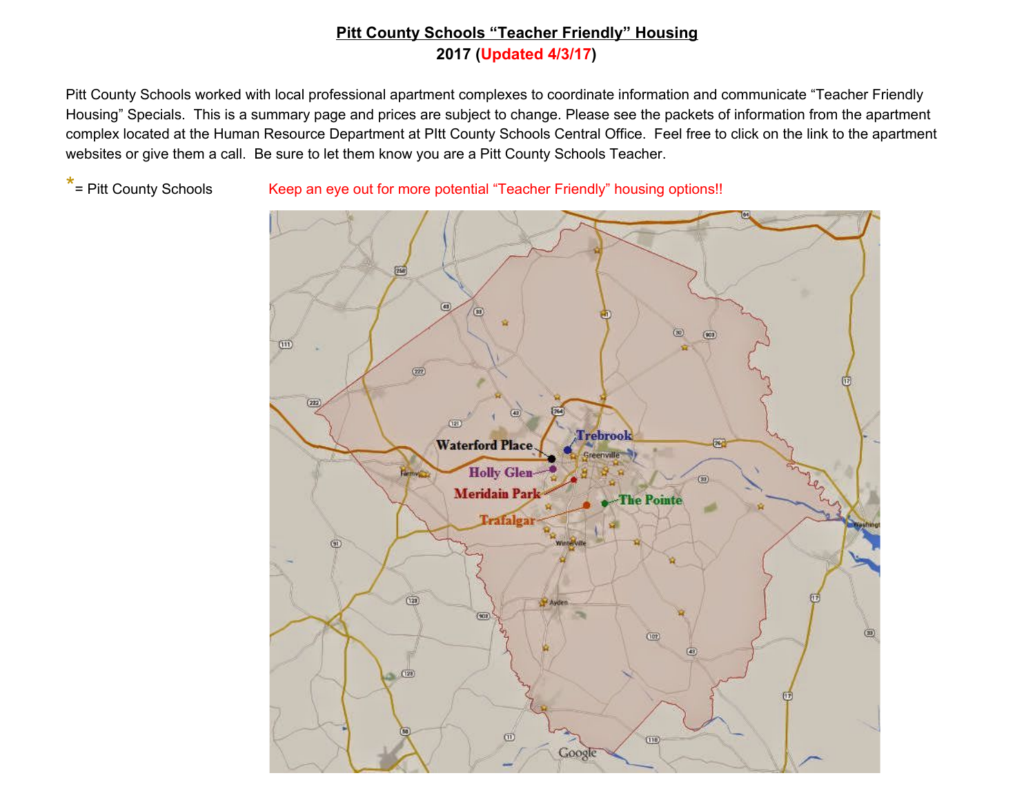# Pitt County Schools "Teacher Friendly" Housing

**2017 (Updated 4/3/17)**

Pitt County Schools worked with local professional apartment complexes to coordinate information and communicate "Teacher Friendly Housing" Specials. This is a summary page and prices are subject to change. Please see the packets of information from the apartment complex located at the Human Resource Department at PItt County Schools Central Office. Feel free to click on the link to the apartment websites or give them a call. Be sure to let them know you are a Pitt County Schools Teacher.

*= Pitt County Schools

Keep an eye out for more potential "Teacher Friendly" housing options!!

Waterford Place
Trebrook
Holly Glen
Meridain Park
The Pointe
Trafalgar